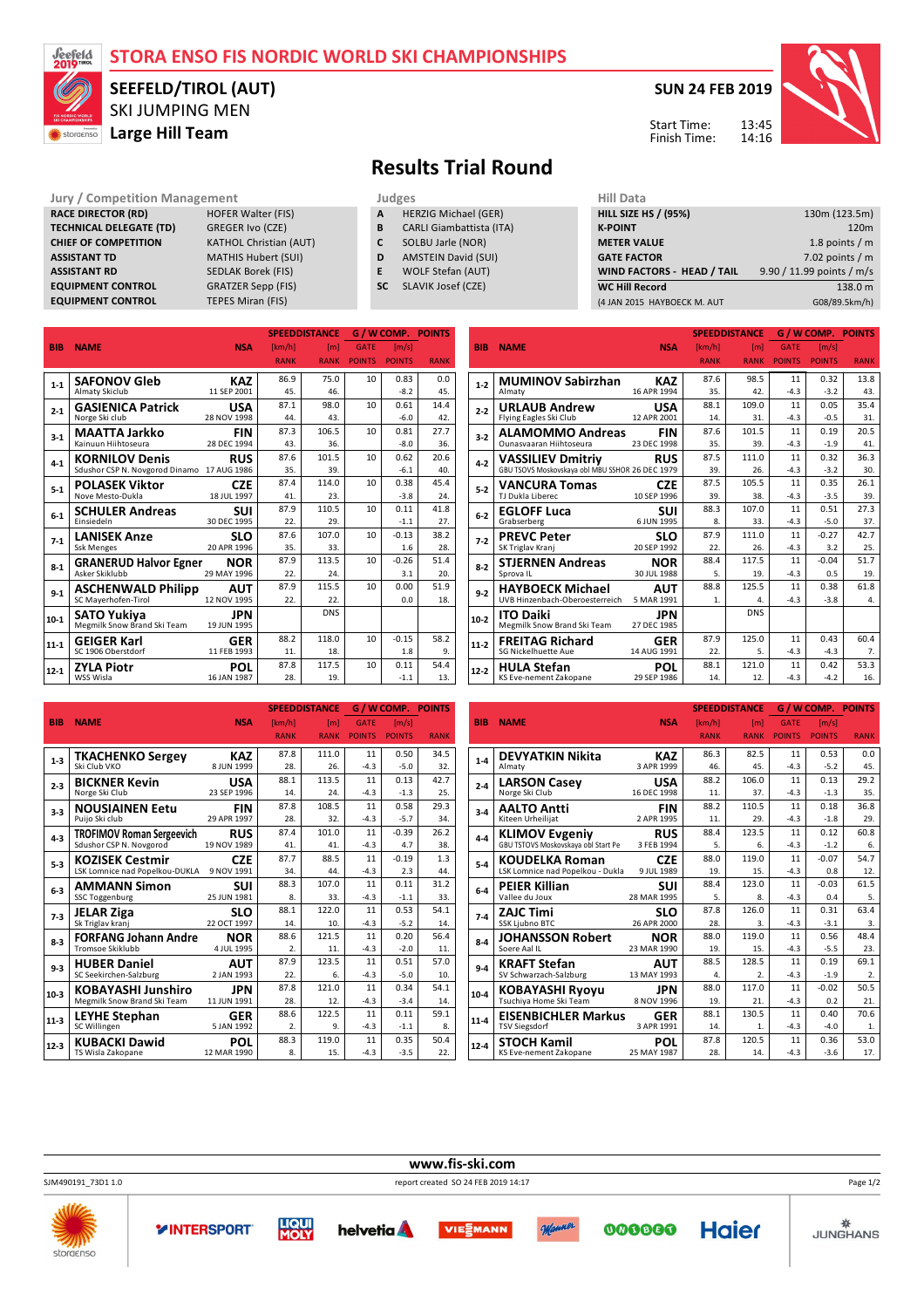# STORA ENSO FIS NORDIC WORLD SKI CHAMPIONSHIPS

## SEEFELD/TIROL (AUT)

SKI JUMPING MEN

**Large Hill Team**

**SUN 24 FEB 2019**

Start Time: 13:45
Finish Time: 14:16

# Results Trial Round

| Jury / Competition Management | |
|---|---|
| RACE DIRECTOR (RD) | HOFER Walter (FIS) |
| TECHNICAL DELEGATE (TD) | GREGER Ivo (CZE) |
| CHIEF OF COMPETITION | KATHOL Christian (AUT) |
| ASSISTANT TD | MATHIS Hubert (SUI) |
| ASSISTANT RD | SEDLAK Borek (FIS) |
| EQUIPMENT CONTROL | GRATZER Sepp (FIS) |
| EQUIPMENT CONTROL | TEPES Miran (FIS) |

| Judges | |
|---|---|
| A | HERZIG Michael (GER) |
| B | CARLI Giambattista (ITA) |
| C | SOLBU Jarle (NOR) |
| D | AMSTEIN David (SUI) |
| E | WOLF Stefan (AUT) |
| SC | SLAVIK Josef (CZE) |

| Hill Data | |
|---|---|
| HILL SIZE HS / (95%) | 130m (123.5m) |
| K-POINT | 120m |
| METER VALUE | 1.8 points / m |
| GATE FACTOR | 7.02 points / m |
| WIND FACTORS - HEAD / TAIL | 9.90 / 11.99 points / m/s |
| WC Hill Record | 138.0 m |
| (4 JAN 2015 HAYBOECK M. AUT | G08/89.5km/h) |

| BIB | NAME | NSA | SPEED [km/h] | SPEED RANK | DISTANCE [m] | DISTANCE RANK | GATE | GATE POINTS | WIND [m/s] | WIND POINTS | POINTS | RANK |
|---|---|---|---|---|---|---|---|---|---|---|---|---|
| 1-1 | SAFONOV Gleb<br>Almaty Skiclub | KAZ<br>11 SEP 2001 | 86.9 | 45. | 75.0 | 46. | 10 | | 0.83 | -8.2 | 0.0 | 45. |
| 2-1 | GASIENICA Patrick<br>Norge Ski club | USA<br>28 NOV 1998 | 87.1 | 44. | 98.0 | 43. | 10 | | 0.61 | -6.0 | 14.4 | 42. |
| 3-1 | MAATTA Jarkko<br>Kainuun Hiihtoseura | FIN<br>28 DEC 1994 | 87.3 | 43. | 106.5 | 36. | 10 | | 0.81 | -8.0 | 27.7 | 36. |
| 4-1 | KORNILOV Denis<br>Sdushor CSP N. Novgorod Dinamo | RUS<br>17 AUG 1986 | 87.6 | 35. | 101.5 | 39. | 10 | | 0.62 | -6.1 | 20.6 | 40. |
| 5-1 | POLASEK Viktor<br>Nove Mesto-Dukla | CZE<br>18 JUL 1997 | 87.4 | 41. | 114.0 | 23. | 10 | | 0.38 | -3.8 | 45.4 | 24. |
| 6-1 | SCHULER Andreas<br>Einsiedeln | SUI<br>30 DEC 1995 | 87.9 | 22. | 110.5 | 29. | 10 | | 0.11 | -1.1 | 41.8 | 27. |
| 7-1 | LANISEK Anze<br>Ssk Menges | SLO<br>20 APR 1996 | 87.6 | 35. | 107.0 | 33. | 10 | | -0.13 | 1.6 | 38.2 | 28. |
| 8-1 | GRANERUD Halvor Egner<br>Asker Skiklubb | NOR<br>29 MAY 1996 | 87.9 | 22. | 113.5 | 24. | 10 | | -0.26 | 3.1 | 51.4 | 20. |
| 9-1 | ASCHENWALD Philipp<br>SC Mayerhofen-Tirol | AUT<br>12 NOV 1995 | 87.9 | 22. | 115.5 | 22. | 10 | | 0.00 | 0.0 | 51.9 | 18. |
| 10-1 | SATO Yukiya<br>Megmilk Snow Brand Ski Team | JPN<br>19 JUN 1995 | | | DNS | | | | | | | |
| 11-1 | GEIGER Karl<br>SC 1906 Oberstdorf | GER<br>11 FEB 1993 | 88.2 | 11. | 118.0 | 18. | 10 | | -0.15 | 1.8 | 58.2 | 9. |
| 12-1 | ZYLA Piotr<br>WSS Wisla | POL<br>16 JAN 1987 | 87.8 | 28. | 117.5 | 19. | 10 | | 0.11 | -1.1 | 54.4 | 13. |
| 1-2 | MUMINOV Sabirzhan<br>Almaty | KAZ<br>16 APR 1994 | 87.6 | 35. | 98.5 | 42. | 11 | -4.3 | 0.32 | -3.2 | 13.8 | 43. |
| 2-2 | URLAUB Andrew<br>Flying Eagles Ski Club | USA<br>12 APR 2001 | 88.1 | 14. | 109.0 | 31. | 11 | -4.3 | 0.05 | -0.5 | 35.4 | 31. |
| 3-2 | ALAMOMMO Andreas<br>Ounasvaaran Hiihtoseura | FIN<br>23 DEC 1998 | 87.6 | 35. | 101.5 | 39. | 11 | -4.3 | 0.19 | -1.9 | 20.5 | 41. |
| 4-2 | VASSILIEV Dmitriy<br>GBU TSOVS Moskovskaya obl MBU SHOR | RUS<br>26 DEC 1979 | 87.5 | 39. | 111.0 | 26. | 11 | -4.3 | 0.32 | -3.2 | 36.3 | 30. |
| 5-2 | VANCURA Tomas<br>TJ Dukla Liberec | CZE<br>10 SEP 1996 | 87.5 | 39. | 105.5 | 38. | 11 | -4.3 | 0.35 | -3.5 | 26.1 | 39. |
| 6-2 | EGLOFF Luca<br>Grabserberg | SUI<br>6 JUN 1995 | 88.3 | 8. | 107.0 | 33. | 11 | -4.3 | 0.51 | -5.0 | 27.3 | 37. |
| 7-2 | PREVC Peter<br>SK Triglav Kranj | SLO<br>20 SEP 1992 | 87.9 | 22. | 111.0 | 26. | 11 | -4.3 | -0.27 | 3.2 | 42.7 | 25. |
| 8-2 | STJERNEN Andreas<br>Sprova IL | NOR<br>30 JUL 1988 | 88.4 | 5. | 117.5 | 19. | 11 | -4.3 | -0.04 | 0.5 | 51.7 | 19. |
| 9-2 | HAYBOECK Michael<br>UVB Hinzenbach-Oberoesterreich | AUT<br>5 MAR 1991 | 88.8 | 1. | 125.5 | 4. | 11 | -4.3 | 0.38 | -3.8 | 61.8 | 4. |
| 10-2 | ITO Daiki<br>Megmilk Snow Brand Ski Team | JPN<br>27 DEC 1985 | | | DNS | | | | | | | |
| 11-2 | FREITAG Richard<br>SG Nickelhuette Aue | GER<br>14 AUG 1991 | 87.9 | 22. | 125.0 | 5. | 11 | -4.3 | 0.43 | -4.3 | 60.4 | 7. |
| 12-2 | HULA Stefan<br>KS Eve-nement Zakopane | POL<br>29 SEP 1986 | 88.1 | 14. | 121.0 | 12. | 11 | -4.3 | 0.42 | -4.2 | 53.3 | 16. |
| 1-3 | TKACHENKO Sergey<br>Ski Club VKO | KAZ<br>8 JUN 1999 | 87.8 | 28. | 111.0 | 26. | 11 | -4.3 | 0.50 | -5.0 | 34.5 | 32. |
| 2-3 | BICKNER Kevin<br>Norge Ski Club | USA<br>23 SEP 1996 | 88.1 | 14. | 113.5 | 24. | 11 | -4.3 | 0.13 | -1.3 | 42.7 | 25. |
| 3-3 | NOUSIAINEN Eetu<br>Puijo Ski club | FIN<br>29 APR 1997 | 87.8 | 28. | 108.5 | 32. | 11 | -4.3 | 0.58 | -5.7 | 29.3 | 34. |
| 4-3 | TROFIMOV Roman Sergeevich<br>Sdushor CSP N. Novgorod | RUS<br>19 NOV 1989 | 87.4 | 41. | 101.0 | 41. | 11 | -4.3 | -0.39 | 4.7 | 26.2 | 38. |
| 5-3 | KOZISEK Cestmir<br>LSK Lomnice nad Popelkou-DUKLA | CZE<br>9 NOV 1991 | 87.7 | 34. | 88.5 | 44. | 11 | -4.3 | -0.19 | 2.3 | 1.3 | 44. |
| 6-3 | AMMANN Simon<br>SSC Toggenburg | SUI<br>25 JUN 1981 | 88.3 | 8. | 107.0 | 33. | 11 | -4.3 | 0.11 | -1.1 | 31.2 | 33. |
| 7-3 | JELAR Ziga<br>Sk Triglav kranj | SLO<br>22 OCT 1997 | 88.1 | 14. | 122.0 | 10. | 11 | -4.3 | 0.53 | -5.2 | 54.1 | 14. |
| 8-3 | FORFANG Johann Andre<br>Tromsoe Skiklubb | NOR<br>4 JUL 1995 | 88.6 | 2. | 121.5 | 11. | 11 | -4.3 | 0.20 | -2.0 | 56.4 | 11. |
| 9-3 | HUBER Daniel<br>SC Seekirchen-Salzburg | AUT<br>2 JAN 1993 | 87.9 | 22. | 123.5 | 6. | 11 | -4.3 | 0.51 | -5.0 | 57.0 | 10. |
| 10-3 | KOBAYASHI Junshiro<br>Megmilk Snow Brand Ski Team | JPN<br>11 JUN 1991 | 87.8 | 28. | 121.0 | 12. | 11 | -4.3 | 0.34 | -3.4 | 54.1 | 14. |
| 11-3 | LEYHE Stephan<br>SC Willingen | GER<br>5 JAN 1992 | 88.6 | 2. | 122.5 | 9. | 11 | -4.3 | 0.11 | -1.1 | 59.1 | 8. |
| 12-3 | KUBACKI Dawid<br>TS Wisla Zakopane | POL<br>12 MAR 1990 | 88.3 | 8. | 119.0 | 15. | 11 | -4.3 | 0.35 | -3.5 | 50.4 | 22. |
| 1-4 | DEVYATKIN Nikita<br>Almaty | KAZ<br>3 APR 1999 | 86.3 | 46. | 82.5 | 45. | 11 | -4.3 | 0.53 | -5.2 | 0.0 | 45. |
| 2-4 | LARSON Casey<br>Norge Ski Club | USA<br>16 DEC 1998 | 88.2 | 11. | 106.0 | 37. | 11 | -4.3 | 0.13 | -1.3 | 29.2 | 35. |
| 3-4 | AALTO Antti<br>Kiteen Urheilijat | FIN<br>2 APR 1995 | 88.2 | 11. | 110.5 | 29. | 11 | -4.3 | 0.18 | -1.8 | 36.8 | 29. |
| 4-4 | KLIMOV Evgeniy<br>GBU TSTOVS Moskovskaya obl Start Pe | RUS<br>3 FEB 1994 | 88.4 | 5. | 123.5 | 6. | 11 | -4.3 | 0.12 | -1.2 | 60.8 | 6. |
| 5-4 | KOUDELKA Roman<br>LSK Lomnice nad Popelkou - Dukla | CZE<br>9 JUL 1989 | 88.0 | 19. | 119.0 | 15. | 11 | -4.3 | -0.07 | 0.8 | 54.7 | 12. |
| 6-4 | PEIER Killian<br>Vallee du Joux | SUI<br>28 MAR 1995 | 88.4 | 5. | 123.0 | 8. | 11 | -4.3 | -0.03 | 0.4 | 61.5 | 5. |
| 7-4 | ZAJC Timi<br>SSK Ljubno BTC | SLO<br>26 APR 2000 | 87.8 | 28. | 126.0 | 3. | 11 | -4.3 | 0.31 | -3.1 | 63.4 | 3. |
| 8-4 | JOHANSSON Robert<br>Soere Aal IL | NOR<br>23 MAR 1990 | 88.0 | 19. | 119.0 | 15. | 11 | -4.3 | 0.56 | -5.5 | 48.4 | 23. |
| 9-4 | KRAFT Stefan<br>SV Schwarzach-Salzburg | AUT<br>13 MAY 1993 | 88.5 | 4. | 128.5 | 2. | 11 | -4.3 | 0.19 | -1.9 | 69.1 | 2. |
| 10-4 | KOBAYASHI Ryoyu<br>Tsuchiya Home Ski Team | JPN<br>8 NOV 1996 | 88.0 | 19. | 117.0 | 21. | 11 | -4.3 | -0.02 | 0.2 | 50.5 | 21. |
| 11-4 | EISENBICHLER Markus<br>TSV Siegsdorf | GER<br>3 APR 1991 | 88.1 | 14. | 130.5 | 1. | 11 | -4.3 | 0.40 | -4.0 | 70.6 | 1. |
| 12-4 | STOCH Kamil<br>KS Eve-nement Zakopane | POL<br>25 MAY 1987 | 87.8 | 28. | 120.5 | 14. | 11 | -4.3 | 0.36 | -3.6 | 53.0 | 17. |

www.fis-ski.com

SJM490191_73D1 1.0 report created SO 24 FEB 2019 14:17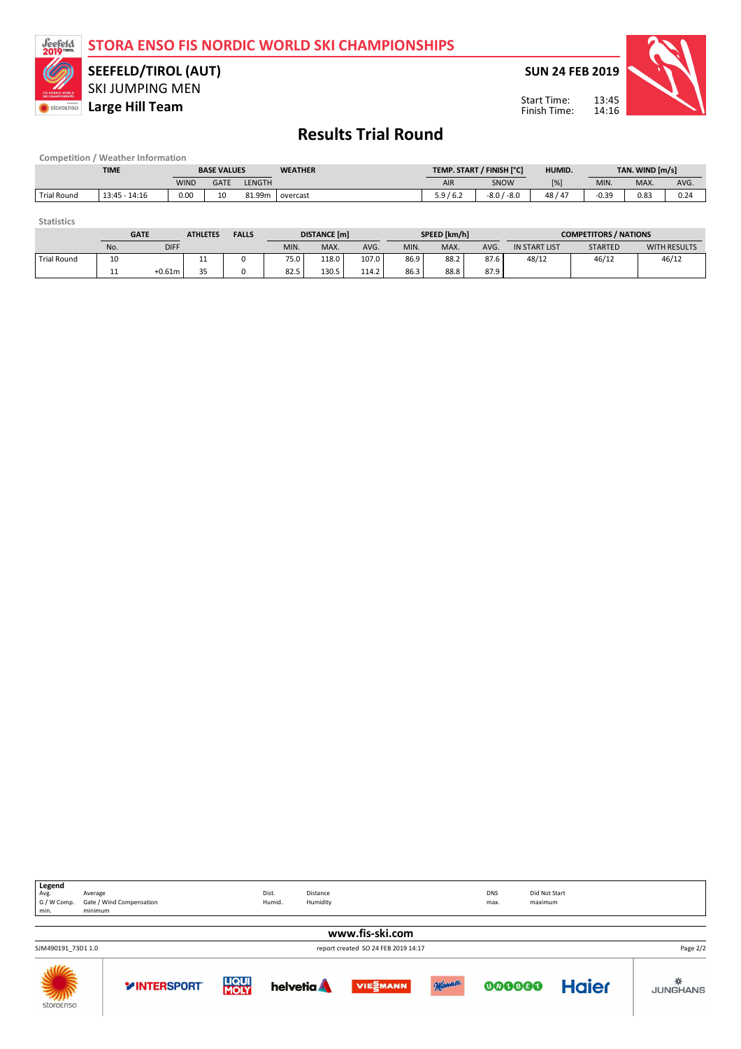# STORA ENSO FIS NORDIC WORLD SKI CHAMPIONSHIPS

## SEEFELD/TIROL (AUT)

SKI JUMPING MEN

**Large Hill Team**

**SUN 24 FEB 2019**

Start Time: 13:45
Finish Time: 14:16

# Results Trial Round

**Competition / Weather Information**

| TIME | | BASE VALUES | | | WEATHER | TEMP. START / FINISH [°C] | | HUMID. | TAN. WIND [m/s] | | |
|---|---|---|---|---|---|---|---|---|---|---|---|
| | | WIND | GATE | LENGTH | | AIR | SNOW | [%] | MIN. | MAX. | AVG. |
| Trial Round | 13:45 - 14:16 | 0.00 | 10 | 81.99m | overcast | 5.9 / 6.2 | -8.0 / -8.0 | 48 / 47 | -0.39 | 0.83 | 0.24 |

**Statistics**

| | GATE | | ATHLETES | FALLS | DISTANCE [m] | | | SPEED [km/h] | | | COMPETITORS / NATIONS | | |
|---|---|---|---|---|---|---|---|---|---|---|---|---|---|
| | No. | DIFF | | | MIN. | MAX. | AVG. | MIN. | MAX. | AVG. | IN START LIST | STARTED | WITH RESULTS |
| Trial Round | 10 | | 11 | 0 | 75.0 | 118.0 | 107.0 | 86.9 | 88.2 | 87.6 | 48/12 | 46/12 | 46/12 |
| | 11 | +0.61m | 35 | 0 | 82.5 | 130.5 | 114.2 | 86.3 | 88.8 | 87.9 | | | |

**Legend**

| | | | | | |
|---|---|---|---|---|---|
| Avg. | Average | Dist. | Distance | DNS | Did Not Start |
| G / W Comp. | Gate / Wind Compensation | Humid. | Humidity | max. | maximum |
| min. | minimum | | | | |

www.fis-ski.com

SJM490191_73D1 1.0 report created SO 24 FEB 2019 14:17